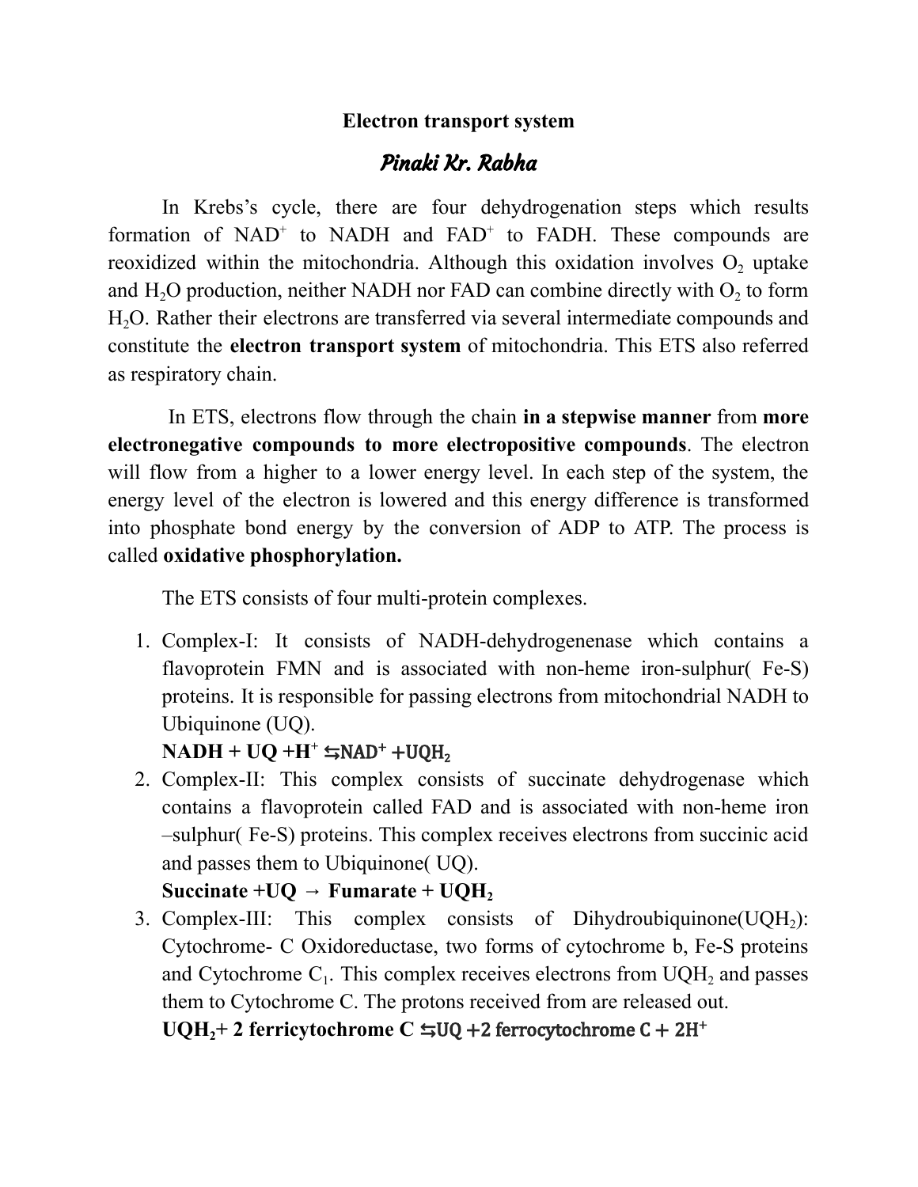# Electron transport system

## *Pinaki Kr. Rabha*

In Krebs's cycle, there are four dehydrogenation steps which results formation of $NAD^+$ to NADH and $FAD^+$ to FADH. These compounds are reoxidized within the mitochondria. Although this oxidation involves $O_2$ uptake and $H_2O$ production, neither NADH nor FAD can combine directly with $O_2$ to form $H_2O$. Rather their electrons are transferred via several intermediate compounds and constitute the **electron transport system** of mitochondria. This ETS also referred as respiratory chain.

In ETS, electrons flow through the chain **in a stepwise manner** from **more electronegative compounds to more electropositive compounds**. The electron will flow from a higher to a lower energy level. In each step of the system, the energy level of the electron is lowered and this energy difference is transformed into phosphate bond energy by the conversion of ADP to ATP. The process is called **oxidative phosphorylation.**

The ETS consists of four multi-protein complexes.

1. Complex-I: It consists of NADH-dehydrogenenase which contains a flavoprotein FMN and is associated with non-heme iron-sulphur( Fe-S) proteins. It is responsible for passing electrons from mitochondrial NADH to Ubiquinone (UQ).
   **$NADH + UQ + H^+ \leftrightarrows NAD^+ + UQH_2$**
2. Complex-II: This complex consists of succinate dehydrogenase which contains a flavoprotein called FAD and is associated with non-heme iron –sulphur( Fe-S) proteins. This complex receives electrons from succinic acid and passes them to Ubiquinone( UQ).
   **$\text{Succinate} + UQ \rightarrow \text{Fumarate} + UQH_2$**
3. Complex-III: This complex consists of Dihydroubiquinone($UQH_2$): Cytochrome- C Oxidoreductase, two forms of cytochrome b, Fe-S proteins and Cytochrome $C_1$. This complex receives electrons from $UQH_2$ and passes them to Cytochrome C. The protons received from are released out.
   **$UQH_2 + 2\ \text{ferricytochrome C} \leftrightarrows UQ + 2\ \text{ferrocytochrome C} + 2H^+$**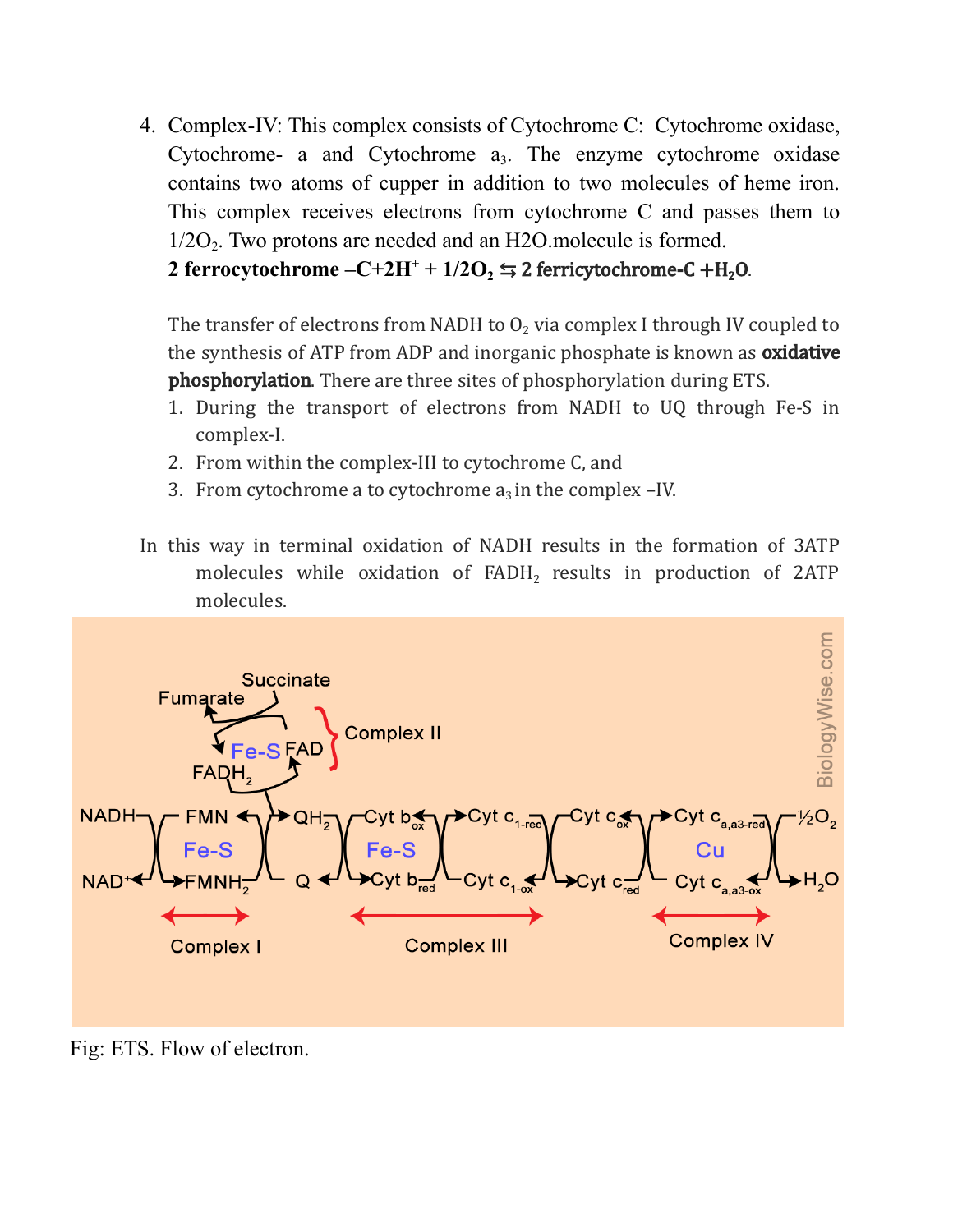4. Complex-IV: This complex consists of Cytochrome C: Cytochrome oxidase, Cytochrome- a and Cytochrome $a_3$. The enzyme cytochrome oxidase contains two atoms of cupper in addition to two molecules of heme iron. This complex receives electrons from cytochrome C and passes them to $1/2O_2$. Two protons are needed and an H2O.molecule is formed.

   **2 ferrocytochrome –C+2H$^+$ + 1/2O$_2$ ⇆ 2 ferricytochrome-C +H$_2$O**.

   The transfer of electrons from NADH to $O_2$ via complex I through IV coupled to the synthesis of ATP from ADP and inorganic phosphate is known as **oxidative phosphorylation**. There are three sites of phosphorylation during ETS.

   1. During the transport of electrons from NADH to UQ through Fe-S in complex-I.
   2. From within the complex-III to cytochrome C, and
   3. From cytochrome a to cytochrome $a_3$ in the complex –IV.

In this way in terminal oxidation of NADH results in the formation of 3ATP molecules while oxidation of $FADH_2$ results in production of 2ATP molecules.

Succinate
Fumarate
Fe-S FAD
$FADH_2$
Complex II
NADH
$NAD^+$
FMN
Fe-S
$FMNH_2$
$QH_2$
Q
Cyt $b_{ox}$
Fe-S
Cyt $b_{red}$
Cyt $c_{1\text{-red}}$
Cyt $c_{1\text{-ox}}$
Cyt $c_{ox}$
Cyt $c_{red}$
Cyt $c_{a,a3\text{-red}}$
Cu
Cyt $c_{a,a3\text{-ox}}$
½$O_2$
$H_2O$
Complex I
Complex III
Complex IV
BiologyWise.com

Fig: ETS. Flow of electron.